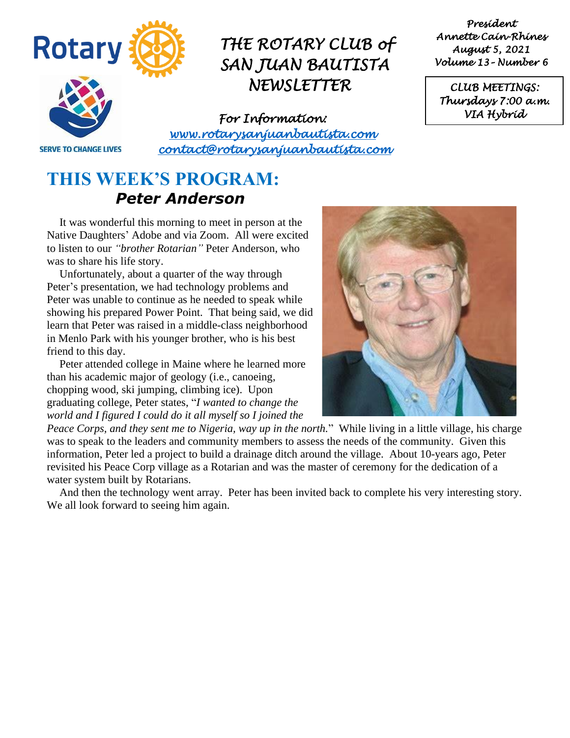# THE ROTARY CLUB of SAN JUAN BAUTISTA NEWSLETTER

*For Information:*
*www.rotarysanjuanbautista.com*
*contact@rotarysanjuanbautista.com*

SERVE TO CHANGE LIVES

*President*
*Annette Cain-Rhines*
*August 5, 2021*
*Volume 13 - Number 6*

*CLUB MEETINGS:*
*Thursdays 7:00 a.m.*
*VIA Hybrid*

## THIS WEEK'S PROGRAM:

### ***Peter Anderson***

It was wonderful this morning to meet in person at the Native Daughters' Adobe and via Zoom. All were excited to listen to our *"brother Rotarian"* Peter Anderson, who was to share his life story.

Unfortunately, about a quarter of the way through Peter's presentation, we had technology problems and Peter was unable to continue as he needed to speak while showing his prepared Power Point. That being said, we did learn that Peter was raised in a middle-class neighborhood in Menlo Park with his younger brother, who is his best friend to this day.

Peter attended college in Maine where he learned more than his academic major of geology (i.e., canoeing, chopping wood, ski jumping, climbing ice). Upon graduating college, Peter states, "*I wanted to change the world and I figured I could do it all myself so I joined the Peace Corps, and they sent me to Nigeria, way up in the north.*" While living in a little village, his charge was to speak to the leaders and community members to assess the needs of the community. Given this information, Peter led a project to build a drainage ditch around the village. About 10-years ago, Peter revisited his Peace Corp village as a Rotarian and was the master of ceremony for the dedication of a water system built by Rotarians.

And then the technology went array. Peter has been invited back to complete his very interesting story. We all look forward to seeing him again.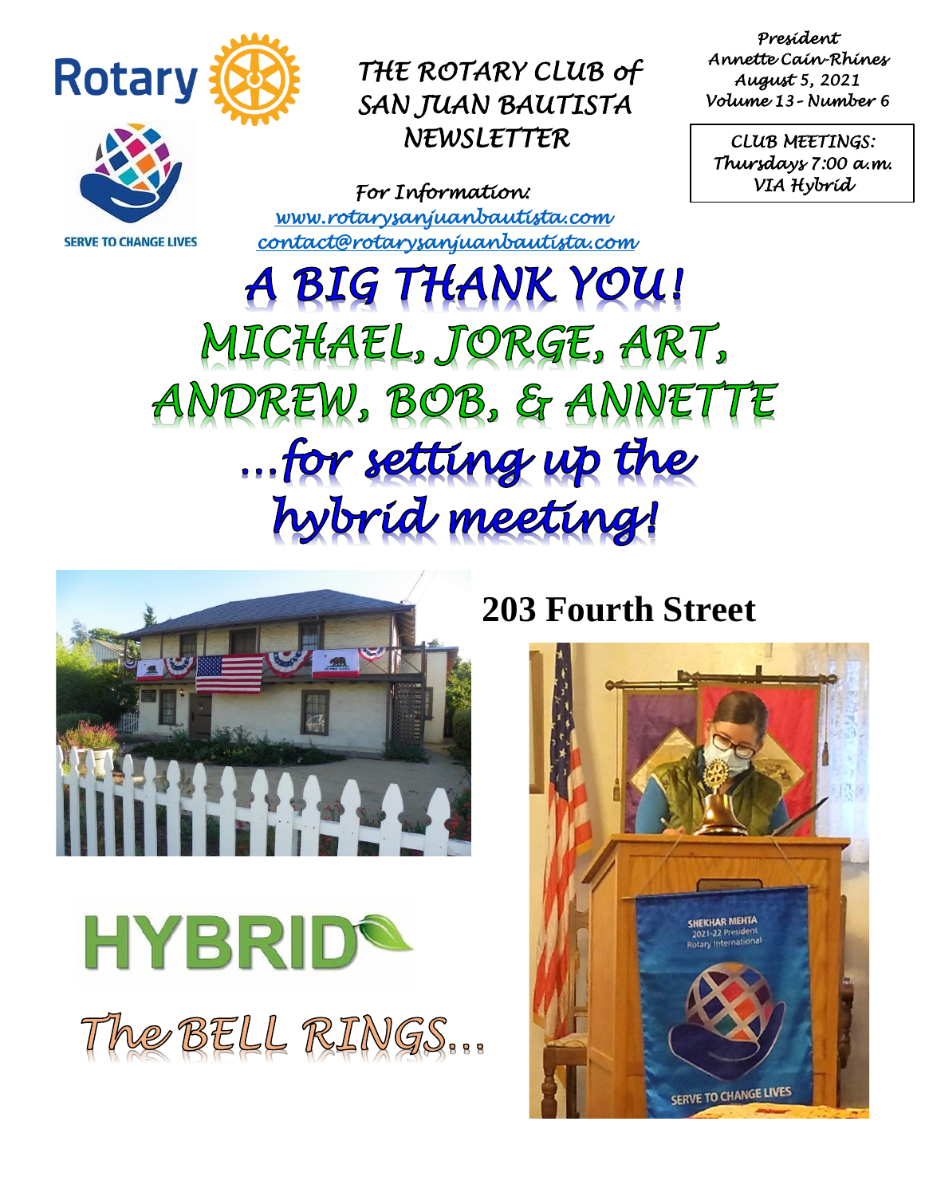*THE ROTARY CLUB of SAN JUAN BAUTISTA NEWSLETTER*

*President*
*Annette Cain-Rhines*
*August 5, 2021*
*Volume 13 - Number 6*

*CLUB MEETINGS:*
*Thursdays 7:00 a.m.*
*VIA Hybrid*

*For Information:*
[www.rotarysanjuanbautista.com](http://www.rotarysanjuanbautista.com)
[contact@rotarysanjuanbautista.com](mailto:contact@rotarysanjuanbautista.com)

# A BIG THANK YOU!

# MICHAEL, JORGE, ART, ANDREW, BOB, & ANNETTE

# ...for setting up the hybrid meeting!

## 203 Fourth Street

HYBRID

*The BELL RINGS...*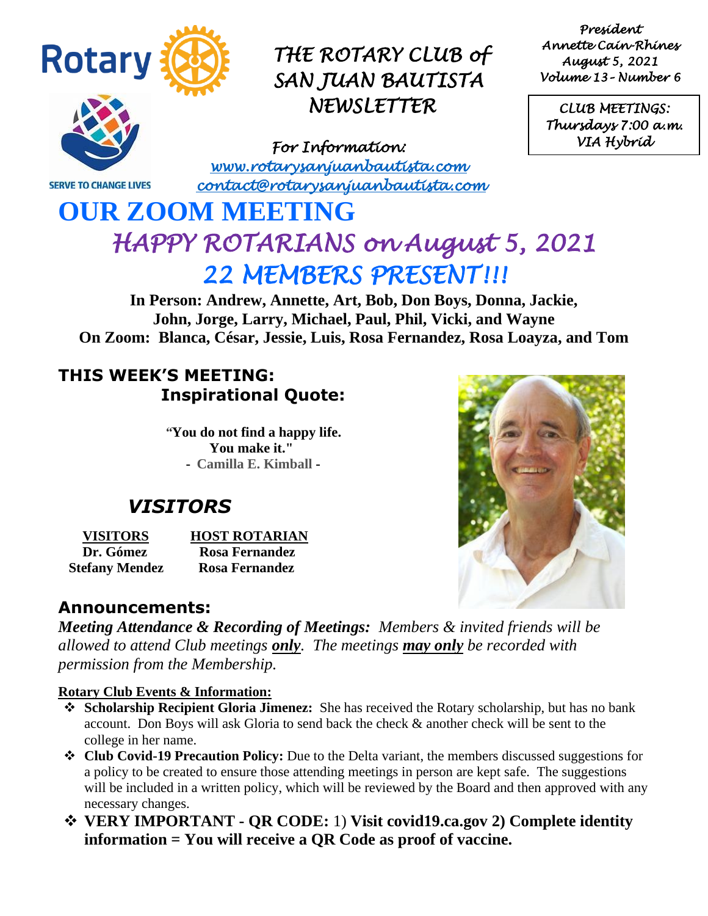# THE ROTARY CLUB of SAN JUAN BAUTISTA NEWSLETTER

*President*
*Annette Cain-Rhines*
*August 5, 2021*
*Volume 13 - Number 6*

*CLUB MEETINGS:*
*Thursdays 7:00 a.m.*
*VIA Hybrid*

SERVE TO CHANGE LIVES

*For Information:*
*www.rotarysanjuanbautista.com*
*contact@rotarysanjuanbautista.com*

# OUR ZOOM MEETING

## *HAPPY ROTARIANS on August 5, 2021*
## *22 MEMBERS PRESENT!!!*

**In Person: Andrew, Annette, Art, Bob, Don Boys, Donna, Jackie, John, Jorge, Larry, Michael, Paul, Phil, Vicki, and Wayne**
**On Zoom: Blanca, César, Jessie, Luis, Rosa Fernandez, Rosa Loayza, and Tom**

## THIS WEEK'S MEETING:
### Inspirational Quote:

**"You do not find a happy life.**
**You make it."**
**- Camilla E. Kimball -**

## *VISITORS*

| VISITORS | HOST ROTARIAN |
|---|---|
| Dr. Gómez | Rosa Fernandez |
| Stefany Mendez | Rosa Fernandez |

## Announcements:

***Meeting Attendance & Recording of Meetings:*** *Members & invited friends will be allowed to attend Club meetings **only**. The meetings **may only** be recorded with permission from the Membership.*

**Rotary Club Events & Information:**

- **Scholarship Recipient Gloria Jimenez:** She has received the Rotary scholarship, but has no bank account. Don Boys will ask Gloria to send back the check & another check will be sent to the college in her name.
- **Club Covid-19 Precaution Policy:** Due to the Delta variant, the members discussed suggestions for a policy to be created to ensure those attending meetings in person are kept safe. The suggestions will be included in a written policy, which will be reviewed by the Board and then approved with any necessary changes.
- **VERY IMPORTANT - QR CODE:** 1) **Visit covid19.ca.gov 2) Complete identity information = You will receive a QR Code as proof of vaccine.**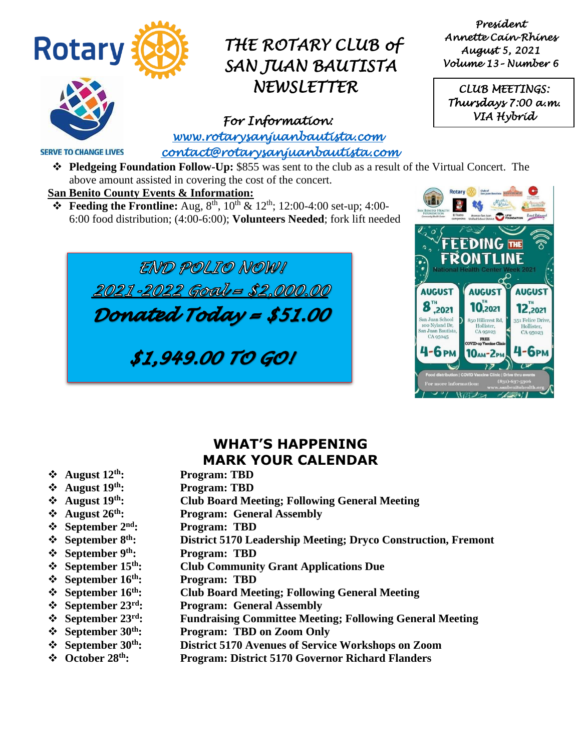# THE ROTARY CLUB of SAN JUAN BAUTISTA NEWSLETTER

*President*
*Annette Cain-Rhines*
*August 5, 2021*
*Volume 13 - Number 6*

*CLUB MEETINGS:*
*Thursdays 7:00 a.m.*
*VIA Hybrid*

SERVE TO CHANGE LIVES

*For Information:*
*www.rotarysanjuanbautista.com*
*contact@rotarysanjuanbautista.com*

- **Pledgeing Foundation Follow-Up:** $855 was sent to the club as a result of the Virtual Concert. The above amount assisted in covering the cost of the concert.

**San Benito County Events & Information:**

- **Feeding the Frontline:** Aug, 8th, 10th & 12th; 12:00-4:00 set-up; 4:00-6:00 food distribution; (4:00-6:00); **Volunteers Needed**; fork lift needed

*END POLIO NOW!*
*2021-2022 Goal = $2,000.00*
***Donated Today = $51.00***
***$1,949.00 TO GO!***

FEEDING THE FRONTLINE
National Health Center Week 2021

| AUGUST 8th, 2021 | AUGUST 10th, 2021 | AUGUST 12th, 2021 |
|---|---|---|
| San Juan School 100 Nyland Dr, San Juan Bautista, CA 95045 | 850 Hillcrest Rd, Hollister, CA 95023 FREE COVID-19 Vaccine Clinic | 351 Felice Drive, Hollister, CA 95023 |
| 4-6PM | 10AM-2PM | 4-6PM |

Food distribution | COVID Vaccine Clinic | Drive thru events
For more information: (831)-637-5306 www.sanbenitohealth.org

## WHAT'S HAPPENING
## MARK YOUR CALENDAR

- **August 12th:** **Program: TBD**
- **August 19th:** **Program: TBD**
- **August 19th:** **Club Board Meeting; Following General Meeting**
- **August 26th:** **Program: General Assembly**
- **September 2nd:** **Program: TBD**
- **September 8th:** **District 5170 Leadership Meeting; Dryco Construction, Fremont**
- **September 9th:** **Program: TBD**
- **September 15th:** **Club Community Grant Applications Due**
- **September 16th:** **Program: TBD**
- **September 16th:** **Club Board Meeting; Following General Meeting**
- **September 23rd:** **Program: General Assembly**
- **September 23rd:** **Fundraising Committee Meeting; Following General Meeting**
- **September 30th:** **Program: TBD on Zoom Only**
- **September 30th:** **District 5170 Avenues of Service Workshops on Zoom**
- **October 28th:** **Program: District 5170 Governor Richard Flanders**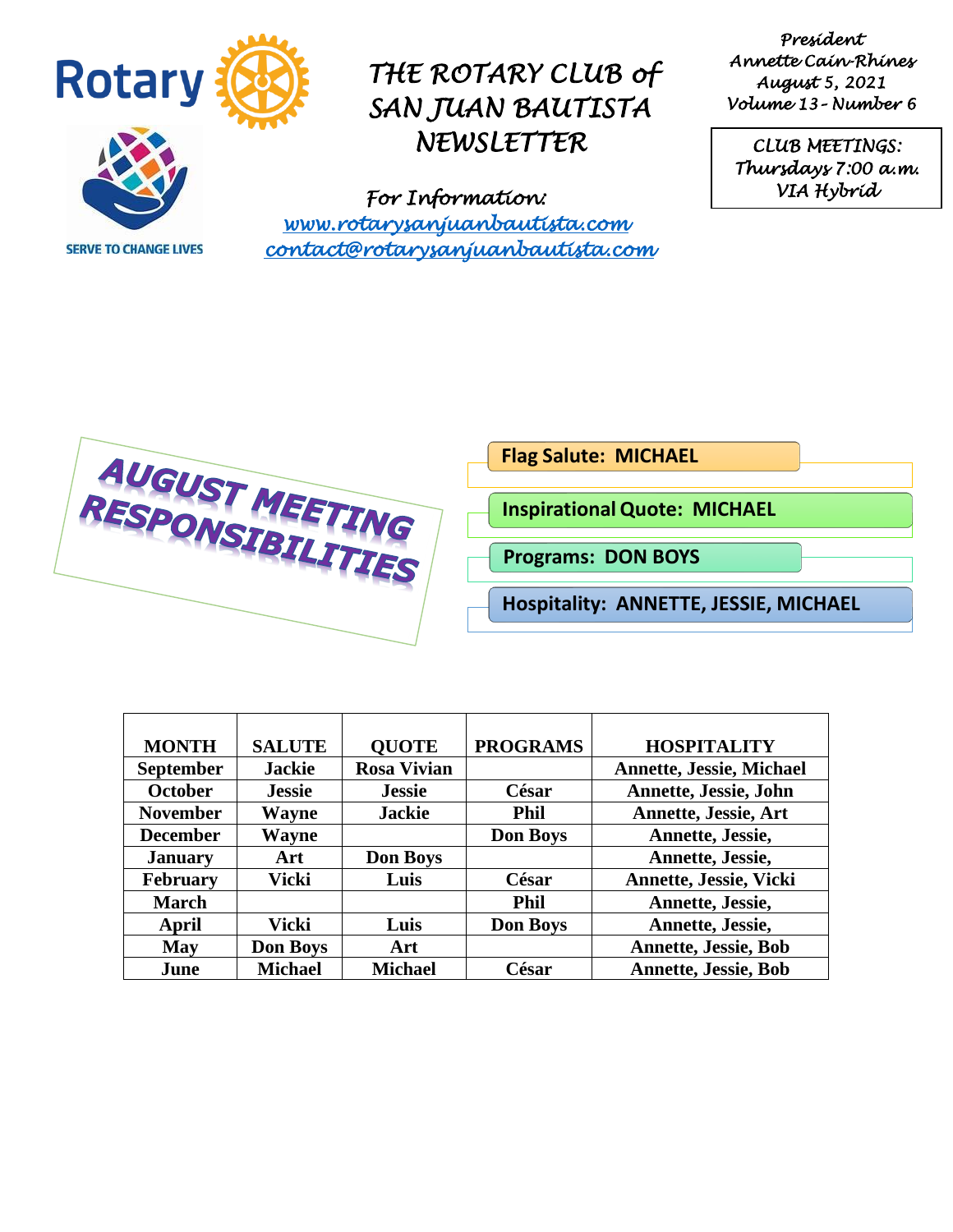# THE ROTARY CLUB of SAN JUAN BAUTISTA NEWSLETTER

President
Annette Cain-Rhines
August 5, 2021
Volume 13 - Number 6

CLUB MEETINGS:
Thursdays 7:00 a.m.
VIA Hybrid

SERVE TO CHANGE LIVES

For Information:
www.rotarysanjuanbautista.com
contact@rotarysanjuanbautista.com

## AUGUST MEETING RESPONSIBILITIES

- **Flag Salute: MICHAEL**
- **Inspirational Quote: MICHAEL**
- **Programs: DON BOYS**
- **Hospitality: ANNETTE, JESSIE, MICHAEL**

| MONTH | SALUTE | QUOTE | PROGRAMS | HOSPITALITY |
|---|---|---|---|---|
| September | Jackie | Rosa Vivian | | Annette, Jessie, Michael |
| October | Jessie | Jessie | César | Annette, Jessie, John |
| November | Wayne | Jackie | Phil | Annette, Jessie, Art |
| December | Wayne | | Don Boys | Annette, Jessie, |
| January | Art | Don Boys | | Annette, Jessie, |
| February | Vicki | Luis | César | Annette, Jessie, Vicki |
| March | | | Phil | Annette, Jessie, |
| April | Vicki | Luis | Don Boys | Annette, Jessie, |
| May | Don Boys | Art | | Annette, Jessie, Bob |
| June | Michael | Michael | César | Annette, Jessie, Bob |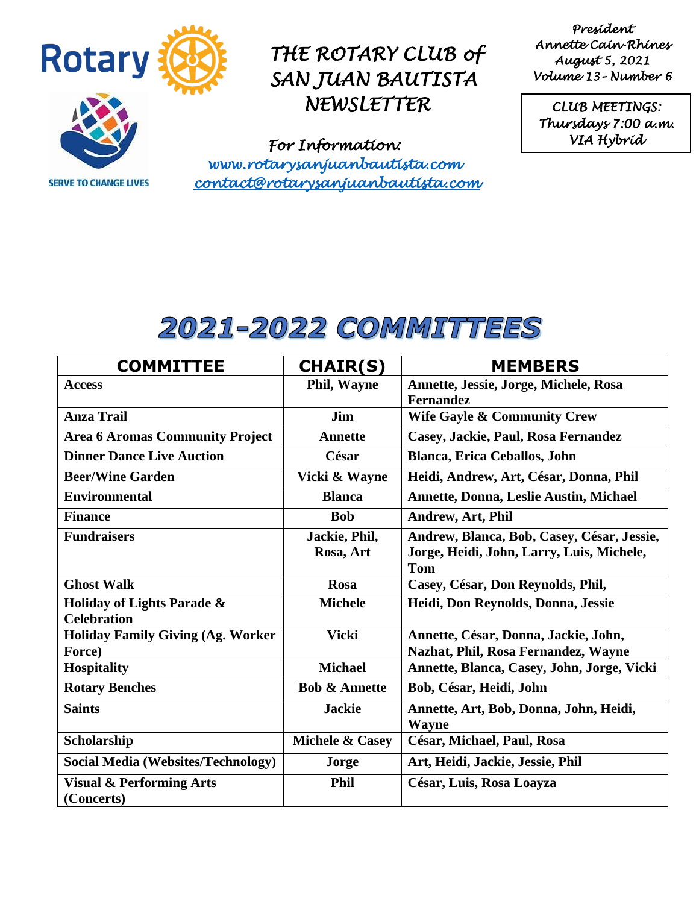Rotary

SERVE TO CHANGE LIVES

# THE ROTARY CLUB of SAN JUAN BAUTISTA NEWSLETTER

*For Information:*
[www.rotarysanjuanbautista.com](http://www.rotarysanjuanbautista.com)
[contact@rotarysanjuanbautista.com](mailto:contact@rotarysanjuanbautista.com)

*President*
*Annette Cain-Rhines*
*August 5, 2021*
*Volume 13 - Number 6*

*CLUB MEETINGS:*
*Thursdays 7:00 a.m.*
*VIA Hybrid*

# 2021-2022 COMMITTEES

| COMMITTEE | CHAIR(S) | MEMBERS |
|---|---|---|
| **Access** | **Phil, Wayne** | **Annette, Jessie, Jorge, Michele, Rosa Fernandez** |
| **Anza Trail** | **Jim** | **Wife Gayle & Community Crew** |
| **Area 6 Aromas Community Project** | **Annette** | **Casey, Jackie, Paul, Rosa Fernandez** |
| **Dinner Dance Live Auction** | **César** | **Blanca, Erica Ceballos, John** |
| **Beer/Wine Garden** | **Vicki & Wayne** | **Heidi, Andrew, Art, César, Donna, Phil** |
| **Environmental** | **Blanca** | **Annette, Donna, Leslie Austin, Michael** |
| **Finance** | **Bob** | **Andrew, Art, Phil** |
| **Fundraisers** | **Jackie, Phil, Rosa, Art** | **Andrew, Blanca, Bob, Casey, César, Jessie, Jorge, Heidi, John, Larry, Luis, Michele, Tom** |
| **Ghost Walk** | **Rosa** | **Casey, César, Don Reynolds, Phil,** |
| **Holiday of Lights Parade & Celebration** | **Michele** | **Heidi, Don Reynolds, Donna, Jessie** |
| **Holiday Family Giving (Ag. Worker Force)** | **Vicki** | **Annette, César, Donna, Jackie, John, Nazhat, Phil, Rosa Fernandez, Wayne** |
| **Hospitality** | **Michael** | **Annette, Blanca, Casey, John, Jorge, Vicki** |
| **Rotary Benches** | **Bob & Annette** | **Bob, César, Heidi, John** |
| **Saints** | **Jackie** | **Annette, Art, Bob, Donna, John, Heidi, Wayne** |
| **Scholarship** | **Michele & Casey** | **César, Michael, Paul, Rosa** |
| **Social Media (Websites/Technology)** | **Jorge** | **Art, Heidi, Jackie, Jessie, Phil** |
| **Visual & Performing Arts (Concerts)** | **Phil** | **César, Luis, Rosa Loayza** |